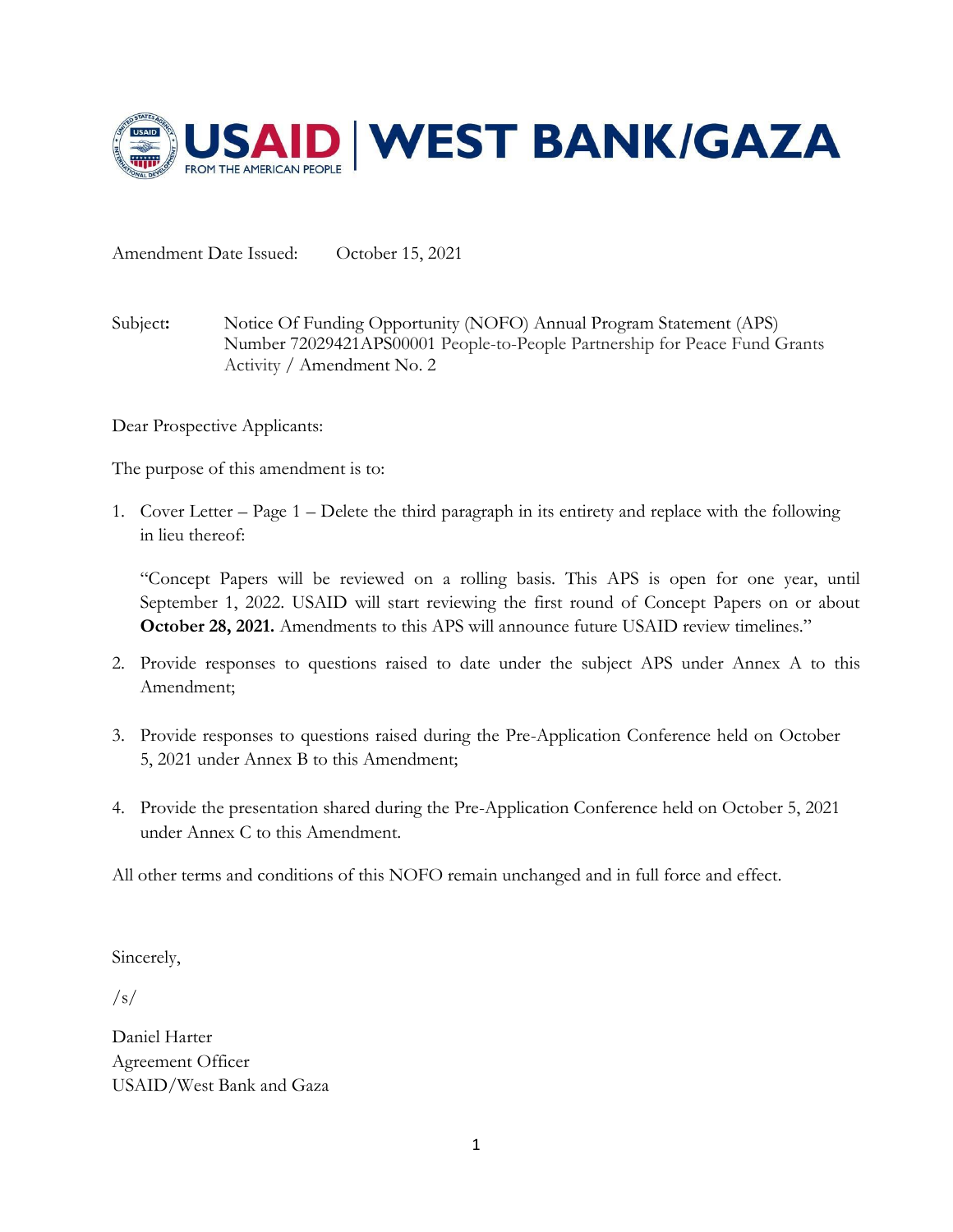USAID | WEST BANK/GAZA
FROM THE AMERICAN PEOPLE

Amendment Date Issued: October 15, 2021

Subject: Notice Of Funding Opportunity (NOFO) Annual Program Statement (APS) Number 72029421APS00001 People-to-People Partnership for Peace Fund Grants Activity / Amendment No. 2

Dear Prospective Applicants:

The purpose of this amendment is to:

1. Cover Letter – Page 1 – Delete the third paragraph in its entirety and replace with the following in lieu thereof:

   "Concept Papers will be reviewed on a rolling basis. This APS is open for one year, until September 1, 2022. USAID will start reviewing the first round of Concept Papers on or about **October 28, 2021.** Amendments to this APS will announce future USAID review timelines."

2. Provide responses to questions raised to date under the subject APS under Annex A to this Amendment;

3. Provide responses to questions raised during the Pre-Application Conference held on October 5, 2021 under Annex B to this Amendment;

4. Provide the presentation shared during the Pre-Application Conference held on October 5, 2021 under Annex C to this Amendment.

All other terms and conditions of this NOFO remain unchanged and in full force and effect.

Sincerely,

/s/

Daniel Harter
Agreement Officer
USAID/West Bank and Gaza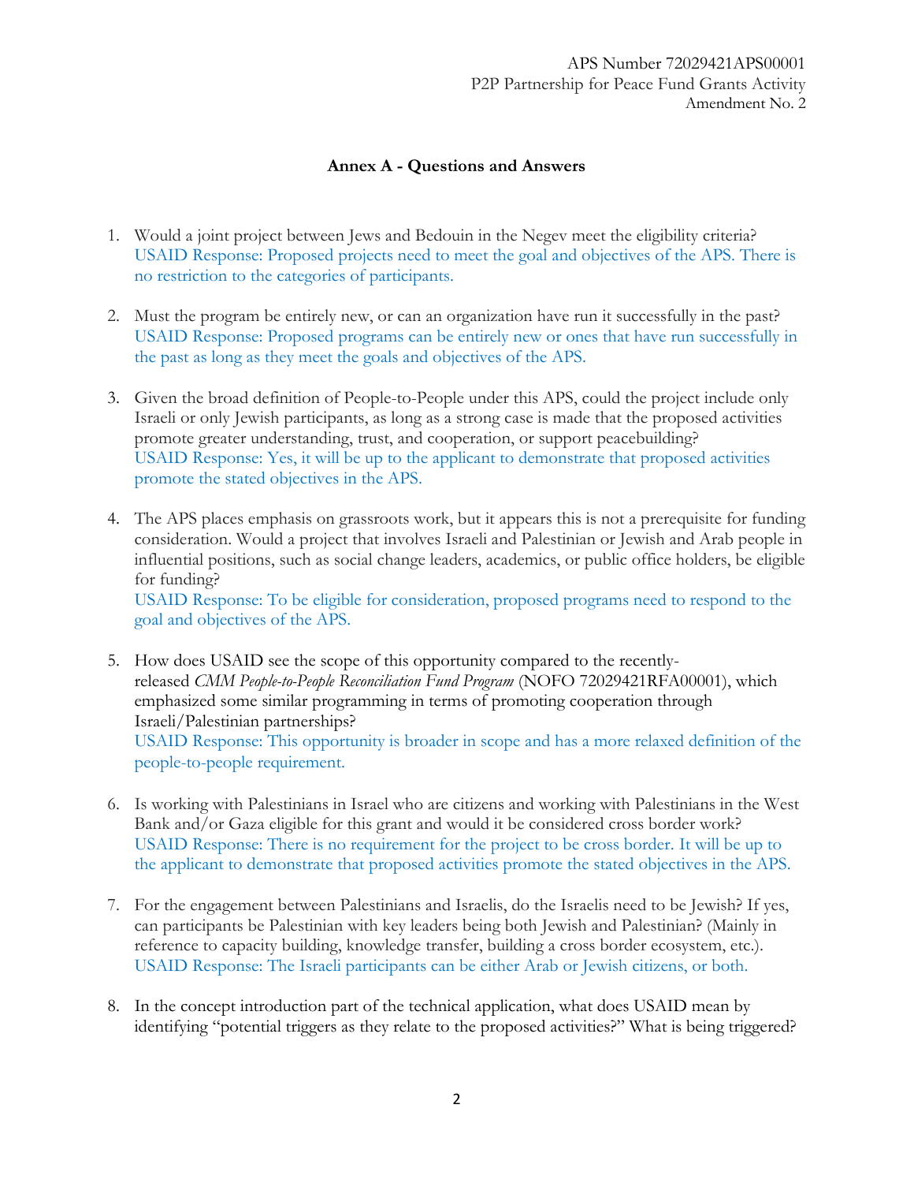## Annex A - Questions and Answers

1. Would a joint project between Jews and Bedouin in the Negev meet the eligibility criteria?
   USAID Response: Proposed projects need to meet the goal and objectives of the APS. There is no restriction to the categories of participants.

2. Must the program be entirely new, or can an organization have run it successfully in the past?
   USAID Response: Proposed programs can be entirely new or ones that have run successfully in the past as long as they meet the goals and objectives of the APS.

3. Given the broad definition of People-to-People under this APS, could the project include only Israeli or only Jewish participants, as long as a strong case is made that the proposed activities promote greater understanding, trust, and cooperation, or support peacebuilding?
   USAID Response: Yes, it will be up to the applicant to demonstrate that proposed activities promote the stated objectives in the APS.

4. The APS places emphasis on grassroots work, but it appears this is not a prerequisite for funding consideration. Would a project that involves Israeli and Palestinian or Jewish and Arab people in influential positions, such as social change leaders, academics, or public office holders, be eligible for funding?
   USAID Response: To be eligible for consideration, proposed programs need to respond to the goal and objectives of the APS.

5. How does USAID see the scope of this opportunity compared to the recently-released *CMM People-to-People Reconciliation Fund Program* (NOFO 72029421RFA00001), which emphasized some similar programming in terms of promoting cooperation through Israeli/Palestinian partnerships?
   USAID Response: This opportunity is broader in scope and has a more relaxed definition of the people-to-people requirement.

6. Is working with Palestinians in Israel who are citizens and working with Palestinians in the West Bank and/or Gaza eligible for this grant and would it be considered cross border work?
   USAID Response: There is no requirement for the project to be cross border. It will be up to the applicant to demonstrate that proposed activities promote the stated objectives in the APS.

7. For the engagement between Palestinians and Israelis, do the Israelis need to be Jewish? If yes, can participants be Palestinian with key leaders being both Jewish and Palestinian? (Mainly in reference to capacity building, knowledge transfer, building a cross border ecosystem, etc.).
   USAID Response: The Israeli participants can be either Arab or Jewish citizens, or both.

8. In the concept introduction part of the technical application, what does USAID mean by identifying "potential triggers as they relate to the proposed activities?" What is being triggered?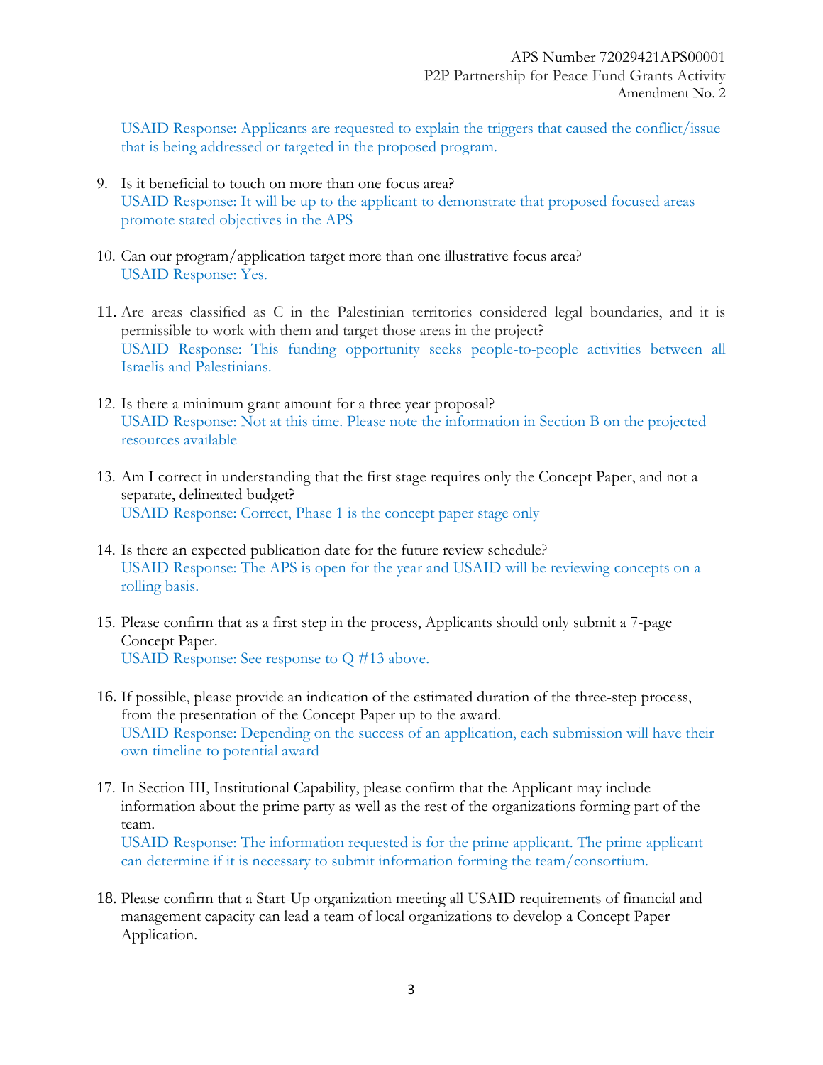USAID Response: Applicants are requested to explain the triggers that caused the conflict/issue that is being addressed or targeted in the proposed program.

9. Is it beneficial to touch on more than one focus area?
   USAID Response: It will be up to the applicant to demonstrate that proposed focused areas promote stated objectives in the APS

10. Can our program/application target more than one illustrative focus area?
    USAID Response: Yes.

11. Are areas classified as C in the Palestinian territories considered legal boundaries, and it is permissible to work with them and target those areas in the project?
    USAID Response: This funding opportunity seeks people-to-people activities between all Israelis and Palestinians.

12. Is there a minimum grant amount for a three year proposal?
    USAID Response: Not at this time. Please note the information in Section B on the projected resources available

13. Am I correct in understanding that the first stage requires only the Concept Paper, and not a separate, delineated budget?
    USAID Response: Correct, Phase 1 is the concept paper stage only

14. Is there an expected publication date for the future review schedule?
    USAID Response: The APS is open for the year and USAID will be reviewing concepts on a rolling basis.

15. Please confirm that as a first step in the process, Applicants should only submit a 7-page Concept Paper.
    USAID Response: See response to Q #13 above.

16. If possible, please provide an indication of the estimated duration of the three-step process, from the presentation of the Concept Paper up to the award.
    USAID Response: Depending on the success of an application, each submission will have their own timeline to potential award

17. In Section III, Institutional Capability, please confirm that the Applicant may include information about the prime party as well as the rest of the organizations forming part of the team.
    USAID Response: The information requested is for the prime applicant. The prime applicant can determine if it is necessary to submit information forming the team/consortium.

18. Please confirm that a Start-Up organization meeting all USAID requirements of financial and management capacity can lead a team of local organizations to develop a Concept Paper Application.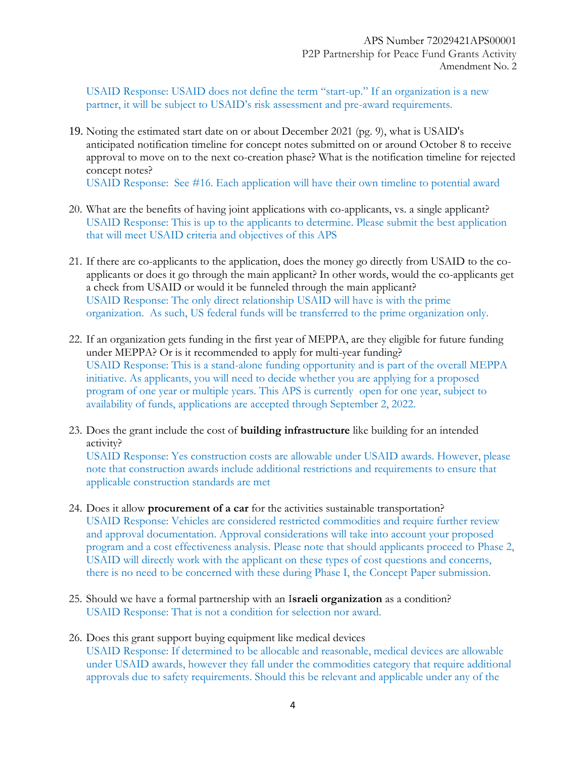USAID Response: USAID does not define the term "start-up." If an organization is a new partner, it will be subject to USAID's risk assessment and pre-award requirements.

19. Noting the estimated start date on or about December 2021 (pg. 9), what is USAID's anticipated notification timeline for concept notes submitted on or around October 8 to receive approval to move on to the next co-creation phase? What is the notification timeline for rejected concept notes?
    USAID Response: See #16. Each application will have their own timeline to potential award

20. What are the benefits of having joint applications with co-applicants, vs. a single applicant?
    USAID Response: This is up to the applicants to determine. Please submit the best application that will meet USAID criteria and objectives of this APS

21. If there are co-applicants to the application, does the money go directly from USAID to the co-applicants or does it go through the main applicant? In other words, would the co-applicants get a check from USAID or would it be funneled through the main applicant?
    USAID Response: The only direct relationship USAID will have is with the prime organization. As such, US federal funds will be transferred to the prime organization only.

22. If an organization gets funding in the first year of MEPPA, are they eligible for future funding under MEPPA? Or is it recommended to apply for multi-year funding?
    USAID Response: This is a stand-alone funding opportunity and is part of the overall MEPPA initiative. As applicants, you will need to decide whether you are applying for a proposed program of one year or multiple years. This APS is currently open for one year, subject to availability of funds, applications are accepted through September 2, 2022.

23. Does the grant include the cost of **building infrastructure** like building for an intended activity?
    USAID Response: Yes construction costs are allowable under USAID awards. However, please note that construction awards include additional restrictions and requirements to ensure that applicable construction standards are met

24. Does it allow **procurement of a car** for the activities sustainable transportation?
    USAID Response: Vehicles are considered restricted commodities and require further review and approval documentation. Approval considerations will take into account your proposed program and a cost effectiveness analysis. Please note that should applicants proceed to Phase 2, USAID will directly work with the applicant on these types of cost questions and concerns, there is no need to be concerned with these during Phase I, the Concept Paper submission.

25. Should we have a formal partnership with an I**sraeli organization** as a condition?
    USAID Response: That is not a condition for selection nor award.

26. Does this grant support buying equipment like medical devices
    USAID Response: If determined to be allocable and reasonable, medical devices are allowable under USAID awards, however they fall under the commodities category that require additional approvals due to safety requirements. Should this be relevant and applicable under any of the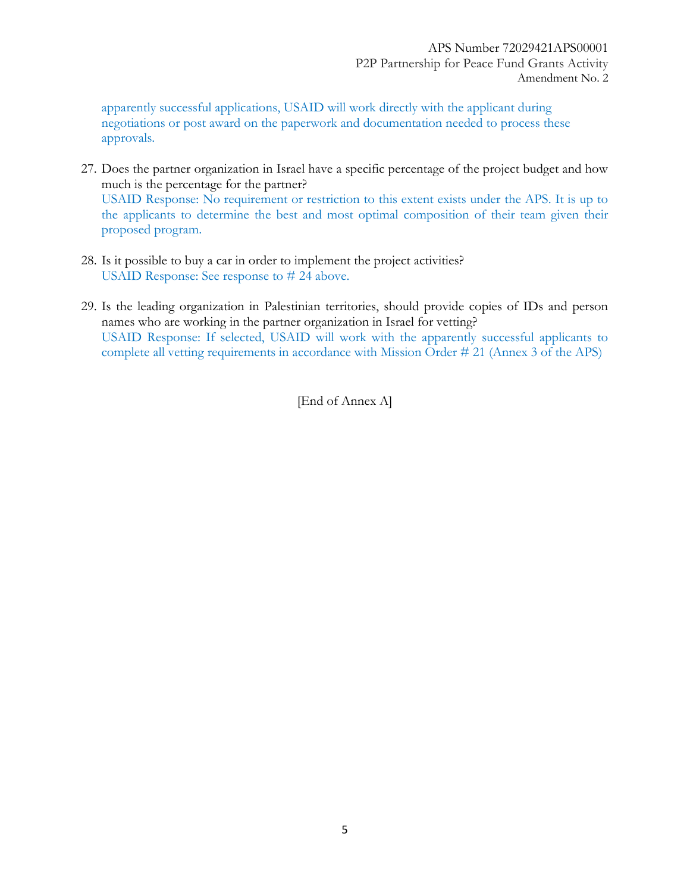apparently successful applications, USAID will work directly with the applicant during negotiations or post award on the paperwork and documentation needed to process these approvals.

27. Does the partner organization in Israel have a specific percentage of the project budget and how much is the percentage for the partner?
    USAID Response: No requirement or restriction to this extent exists under the APS. It is up to the applicants to determine the best and most optimal composition of their team given their proposed program.

28. Is it possible to buy a car in order to implement the project activities?
    USAID Response: See response to # 24 above.

29. Is the leading organization in Palestinian territories, should provide copies of IDs and person names who are working in the partner organization in Israel for vetting?
    USAID Response: If selected, USAID will work with the apparently successful applicants to complete all vetting requirements in accordance with Mission Order # 21 (Annex 3 of the APS)

[End of Annex A]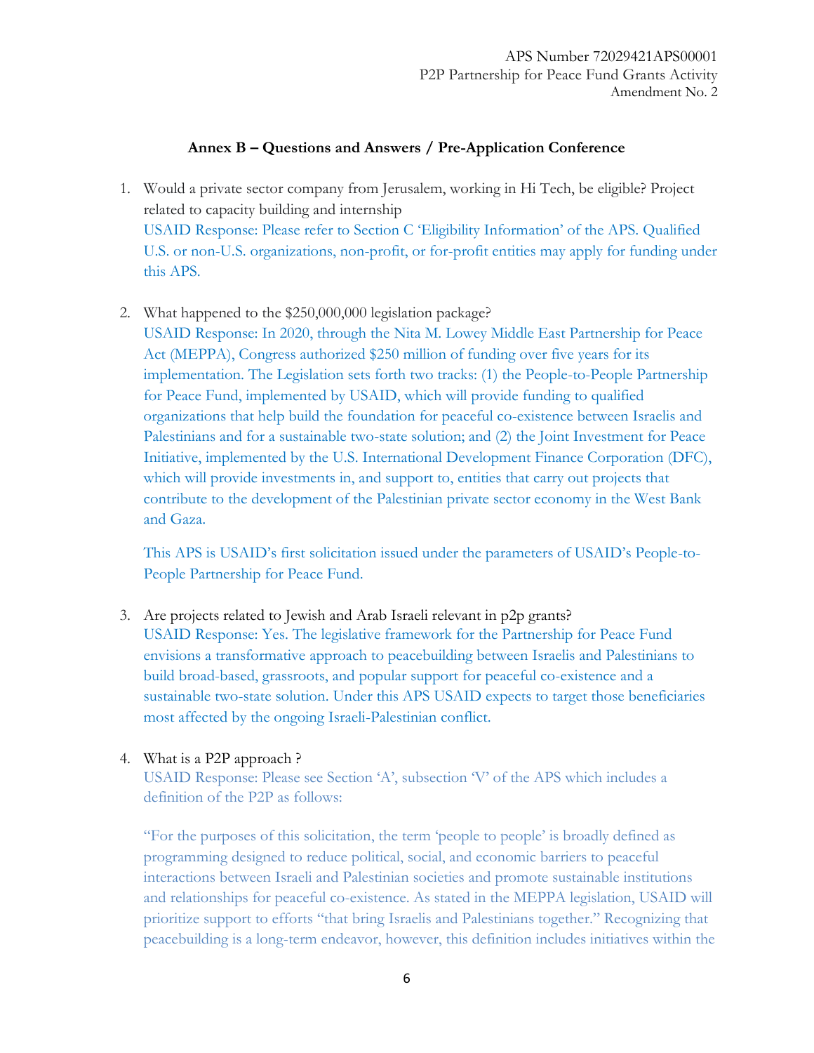## Annex B – Questions and Answers / Pre-Application Conference

1. Would a private sector company from Jerusalem, working in Hi Tech, be eligible? Project related to capacity building and internship
   USAID Response: Please refer to Section C 'Eligibility Information' of the APS. Qualified U.S. or non-U.S. organizations, non-profit, or for-profit entities may apply for funding under this APS.

2. What happened to the $250,000,000 legislation package?
   USAID Response: In 2020, through the Nita M. Lowey Middle East Partnership for Peace Act (MEPPA), Congress authorized $250 million of funding over five years for its implementation. The Legislation sets forth two tracks: (1) the People-to-People Partnership for Peace Fund, implemented by USAID, which will provide funding to qualified organizations that help build the foundation for peaceful co-existence between Israelis and Palestinians and for a sustainable two-state solution; and (2) the Joint Investment for Peace Initiative, implemented by the U.S. International Development Finance Corporation (DFC), which will provide investments in, and support to, entities that carry out projects that contribute to the development of the Palestinian private sector economy in the West Bank and Gaza.

   This APS is USAID's first solicitation issued under the parameters of USAID's People-to-People Partnership for Peace Fund.

3. Are projects related to Jewish and Arab Israeli relevant in p2p grants?
   USAID Response: Yes. The legislative framework for the Partnership for Peace Fund envisions a transformative approach to peacebuilding between Israelis and Palestinians to build broad-based, grassroots, and popular support for peaceful co-existence and a sustainable two-state solution. Under this APS USAID expects to target those beneficiaries most affected by the ongoing Israeli-Palestinian conflict.

4. What is a P2P approach ?
   USAID Response: Please see Section 'A', subsection 'V' of the APS which includes a definition of the P2P as follows:

   "For the purposes of this solicitation, the term 'people to people' is broadly defined as programming designed to reduce political, social, and economic barriers to peaceful interactions between Israeli and Palestinian societies and promote sustainable institutions and relationships for peaceful co-existence. As stated in the MEPPA legislation, USAID will prioritize support to efforts "that bring Israelis and Palestinians together." Recognizing that peacebuilding is a long-term endeavor, however, this definition includes initiatives within the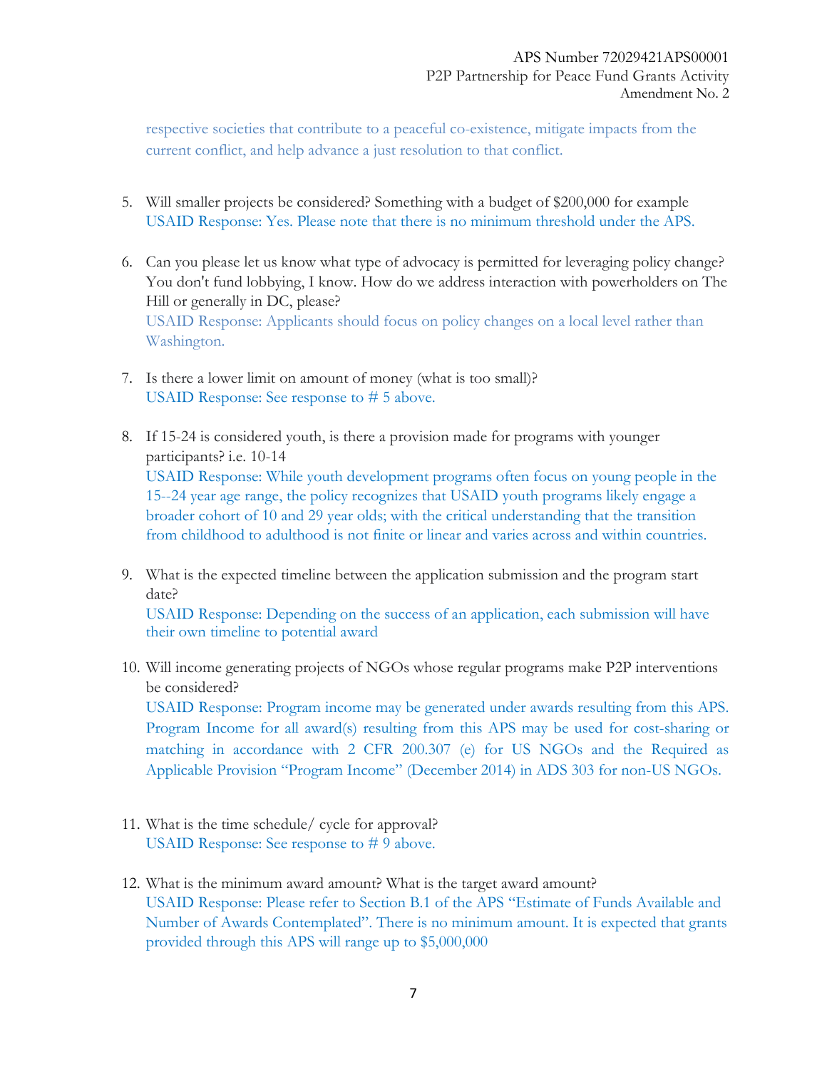respective societies that contribute to a peaceful co-existence, mitigate impacts from the current conflict, and help advance a just resolution to that conflict.

5. Will smaller projects be considered? Something with a budget of $200,000 for example
   USAID Response: Yes. Please note that there is no minimum threshold under the APS.

6. Can you please let us know what type of advocacy is permitted for leveraging policy change? You don't fund lobbying, I know. How do we address interaction with powerholders on The Hill or generally in DC, please?
   USAID Response: Applicants should focus on policy changes on a local level rather than Washington.

7. Is there a lower limit on amount of money (what is too small)?
   USAID Response: See response to # 5 above.

8. If 15-24 is considered youth, is there a provision made for programs with younger participants? i.e. 10-14
   USAID Response: While youth development programs often focus on young people in the 15--24 year age range, the policy recognizes that USAID youth programs likely engage a broader cohort of 10 and 29 year olds; with the critical understanding that the transition from childhood to adulthood is not finite or linear and varies across and within countries.

9. What is the expected timeline between the application submission and the program start date?
   USAID Response: Depending on the success of an application, each submission will have their own timeline to potential award

10. Will income generating projects of NGOs whose regular programs make P2P interventions be considered?
    USAID Response: Program income may be generated under awards resulting from this APS. Program Income for all award(s) resulting from this APS may be used for cost-sharing or matching in accordance with 2 CFR 200.307 (e) for US NGOs and the Required as Applicable Provision "Program Income" (December 2014) in ADS 303 for non-US NGOs.

11. What is the time schedule/ cycle for approval?
    USAID Response: See response to # 9 above.

12. What is the minimum award amount? What is the target award amount?
    USAID Response: Please refer to Section B.1 of the APS "Estimate of Funds Available and Number of Awards Contemplated". There is no minimum amount. It is expected that grants provided through this APS will range up to $5,000,000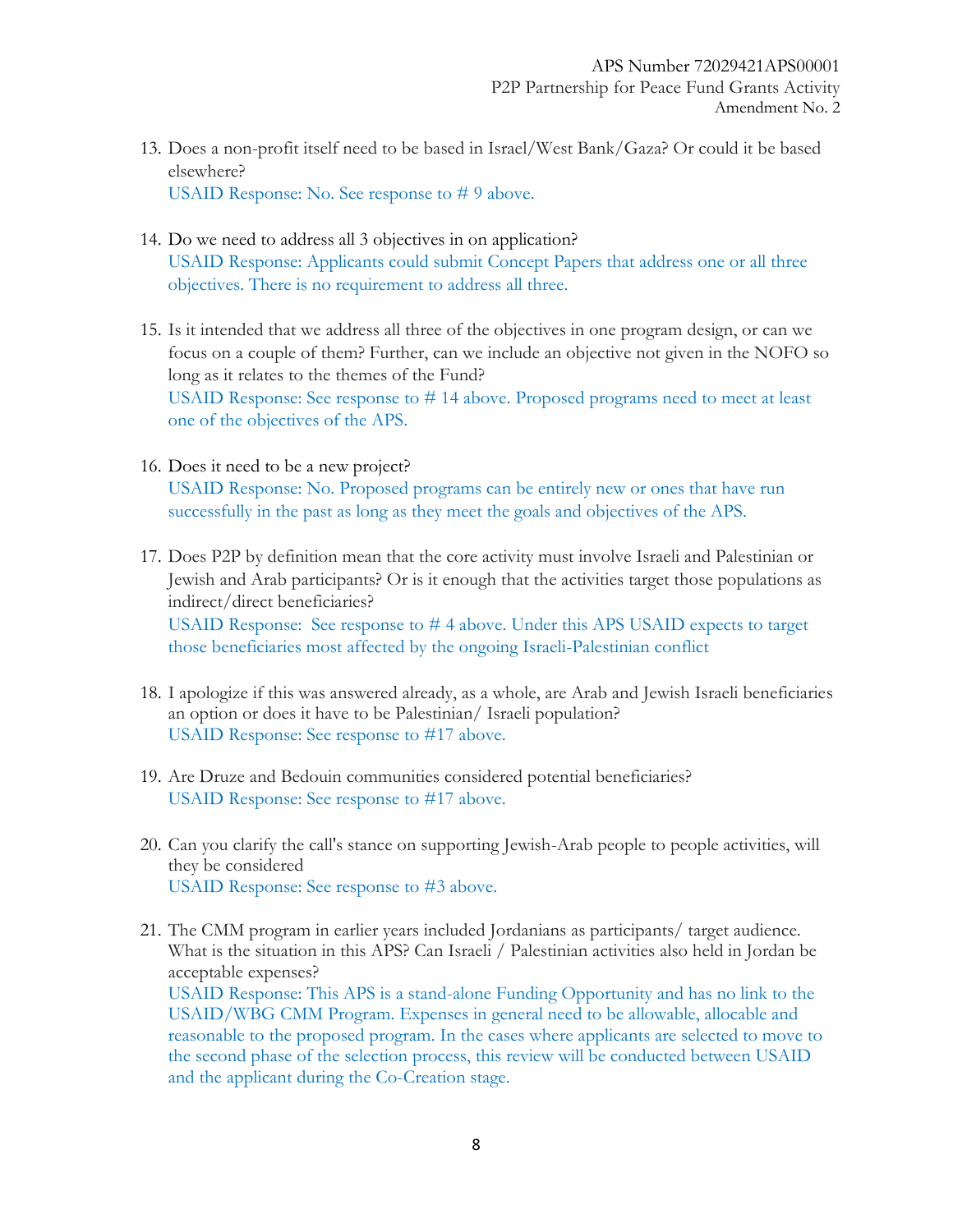13. Does a non-profit itself need to be based in Israel/West Bank/Gaza? Or could it be based elsewhere?
    USAID Response: No. See response to # 9 above.

14. Do we need to address all 3 objectives in on application?
    USAID Response: Applicants could submit Concept Papers that address one or all three objectives. There is no requirement to address all three.

15. Is it intended that we address all three of the objectives in one program design, or can we focus on a couple of them? Further, can we include an objective not given in the NOFO so long as it relates to the themes of the Fund?
    USAID Response: See response to # 14 above. Proposed programs need to meet at least one of the objectives of the APS.

16. Does it need to be a new project?
    USAID Response: No. Proposed programs can be entirely new or ones that have run successfully in the past as long as they meet the goals and objectives of the APS.

17. Does P2P by definition mean that the core activity must involve Israeli and Palestinian or Jewish and Arab participants? Or is it enough that the activities target those populations as indirect/direct beneficiaries?
    USAID Response: See response to # 4 above. Under this APS USAID expects to target those beneficiaries most affected by the ongoing Israeli-Palestinian conflict

18. I apologize if this was answered already, as a whole, are Arab and Jewish Israeli beneficiaries an option or does it have to be Palestinian/ Israeli population?
    USAID Response: See response to #17 above.

19. Are Druze and Bedouin communities considered potential beneficiaries?
    USAID Response: See response to #17 above.

20. Can you clarify the call's stance on supporting Jewish-Arab people to people activities, will they be considered
    USAID Response: See response to #3 above.

21. The CMM program in earlier years included Jordanians as participants/ target audience. What is the situation in this APS? Can Israeli / Palestinian activities also held in Jordan be acceptable expenses?
    USAID Response: This APS is a stand-alone Funding Opportunity and has no link to the USAID/WBG CMM Program. Expenses in general need to be allowable, allocable and reasonable to the proposed program. In the cases where applicants are selected to move to the second phase of the selection process, this review will be conducted between USAID and the applicant during the Co-Creation stage.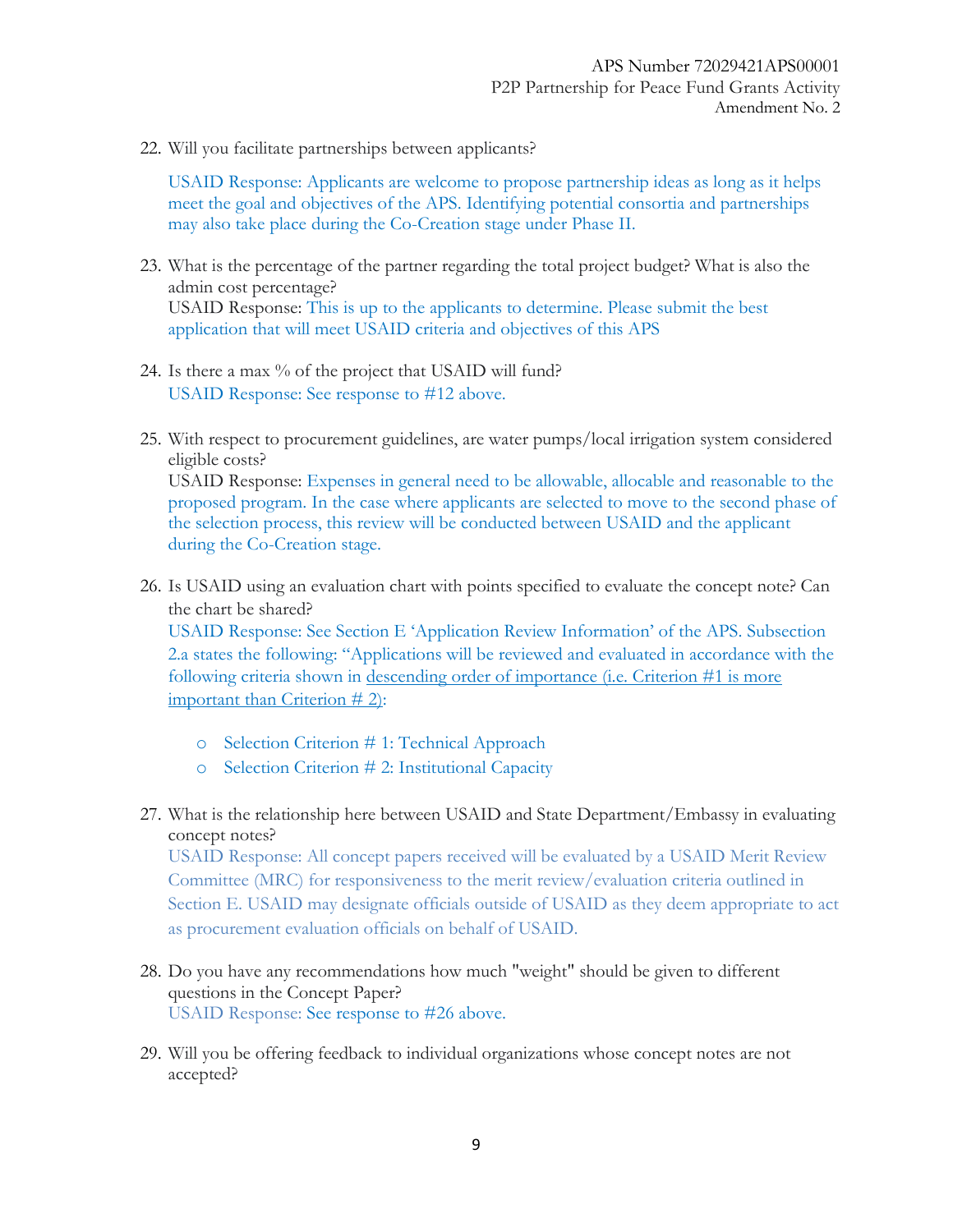22. Will you facilitate partnerships between applicants?

    USAID Response: Applicants are welcome to propose partnership ideas as long as it helps meet the goal and objectives of the APS. Identifying potential consortia and partnerships may also take place during the Co-Creation stage under Phase II.

23. What is the percentage of the partner regarding the total project budget? What is also the admin cost percentage?
    USAID Response: This is up to the applicants to determine. Please submit the best application that will meet USAID criteria and objectives of this APS

24. Is there a max % of the project that USAID will fund?
    USAID Response: See response to #12 above.

25. With respect to procurement guidelines, are water pumps/local irrigation system considered eligible costs?
    USAID Response: Expenses in general need to be allowable, allocable and reasonable to the proposed program. In the case where applicants are selected to move to the second phase of the selection process, this review will be conducted between USAID and the applicant during the Co-Creation stage.

26. Is USAID using an evaluation chart with points specified to evaluate the concept note? Can the chart be shared?
    USAID Response: See Section E 'Application Review Information' of the APS. Subsection 2.a states the following: "Applications will be reviewed and evaluated in accordance with the following criteria shown in descending order of importance (i.e. Criterion #1 is more important than Criterion # 2):

    - Selection Criterion # 1: Technical Approach
    - Selection Criterion # 2: Institutional Capacity

27. What is the relationship here between USAID and State Department/Embassy in evaluating concept notes?
    USAID Response: All concept papers received will be evaluated by a USAID Merit Review Committee (MRC) for responsiveness to the merit review/evaluation criteria outlined in Section E. USAID may designate officials outside of USAID as they deem appropriate to act as procurement evaluation officials on behalf of USAID.

28. Do you have any recommendations how much "weight" should be given to different questions in the Concept Paper?
    USAID Response: See response to #26 above.

29. Will you be offering feedback to individual organizations whose concept notes are not accepted?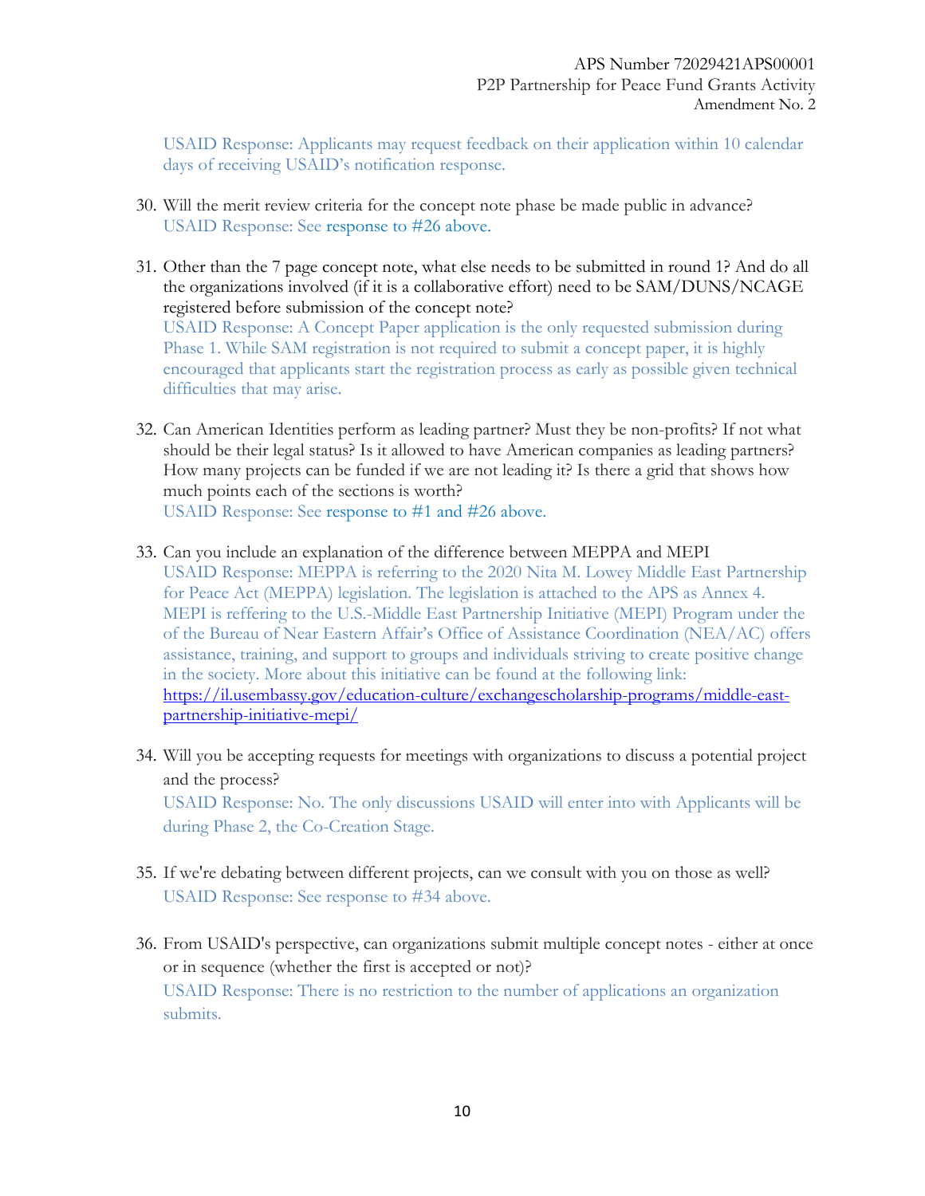USAID Response: Applicants may request feedback on their application within 10 calendar days of receiving USAID's notification response.

30. Will the merit review criteria for the concept note phase be made public in advance?
    USAID Response: See response to #26 above.

31. Other than the 7 page concept note, what else needs to be submitted in round 1? And do all the organizations involved (if it is a collaborative effort) need to be SAM/DUNS/NCAGE registered before submission of the concept note?
    USAID Response: A Concept Paper application is the only requested submission during Phase 1. While SAM registration is not required to submit a concept paper, it is highly encouraged that applicants start the registration process as early as possible given technical difficulties that may arise.

32. Can American Identities perform as leading partner? Must they be non-profits? If not what should be their legal status? Is it allowed to have American companies as leading partners? How many projects can be funded if we are not leading it? Is there a grid that shows how much points each of the sections is worth?
    USAID Response: See response to #1 and #26 above.

33. Can you include an explanation of the difference between MEPPA and MEPI
    USAID Response: MEPPA is referring to the 2020 Nita M. Lowey Middle East Partnership for Peace Act (MEPPA) legislation. The legislation is attached to the APS as Annex 4. MEPI is reffering to the U.S.-Middle East Partnership Initiative (MEPI) Program under the of the Bureau of Near Eastern Affair's Office of Assistance Coordination (NEA/AC) offers assistance, training, and support to groups and individuals striving to create positive change in the society. More about this initiative can be found at the following link: https://il.usembassy.gov/education-culture/exchangescholarship-programs/middle-east-partnership-initiative-mepi/

34. Will you be accepting requests for meetings with organizations to discuss a potential project and the process?
    USAID Response: No. The only discussions USAID will enter into with Applicants will be during Phase 2, the Co-Creation Stage.

35. If we're debating between different projects, can we consult with you on those as well?
    USAID Response: See response to #34 above.

36. From USAID's perspective, can organizations submit multiple concept notes - either at once or in sequence (whether the first is accepted or not)?
    USAID Response: There is no restriction to the number of applications an organization submits.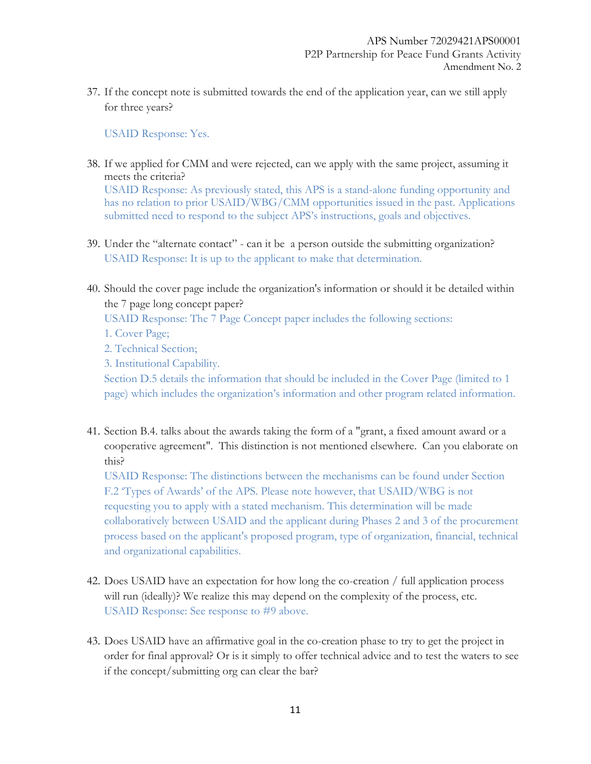37. If the concept note is submitted towards the end of the application year, can we still apply for three years?

    USAID Response: Yes.

38. If we applied for CMM and were rejected, can we apply with the same project, assuming it meets the criteria?
    USAID Response: As previously stated, this APS is a stand-alone funding opportunity and has no relation to prior USAID/WBG/CMM opportunities issued in the past. Applications submitted need to respond to the subject APS's instructions, goals and objectives.

39. Under the "alternate contact" - can it be a person outside the submitting organization?
    USAID Response: It is up to the applicant to make that determination.

40. Should the cover page include the organization's information or should it be detailed within the 7 page long concept paper?
    USAID Response: The 7 Page Concept paper includes the following sections:
    1. Cover Page;
    2. Technical Section;
    3. Institutional Capability.
    Section D.5 details the information that should be included in the Cover Page (limited to 1 page) which includes the organization's information and other program related information.

41. Section B.4. talks about the awards taking the form of a "grant, a fixed amount award or a cooperative agreement". This distinction is not mentioned elsewhere. Can you elaborate on this?
    USAID Response: The distinctions between the mechanisms can be found under Section F.2 'Types of Awards' of the APS. Please note however, that USAID/WBG is not requesting you to apply with a stated mechanism. This determination will be made collaboratively between USAID and the applicant during Phases 2 and 3 of the procurement process based on the applicant's proposed program, type of organization, financial, technical and organizational capabilities.

42. Does USAID have an expectation for how long the co-creation / full application process will run (ideally)? We realize this may depend on the complexity of the process, etc.
    USAID Response: See response to #9 above.

43. Does USAID have an affirmative goal in the co-creation phase to try to get the project in order for final approval? Or is it simply to offer technical advice and to test the waters to see if the concept/submitting org can clear the bar?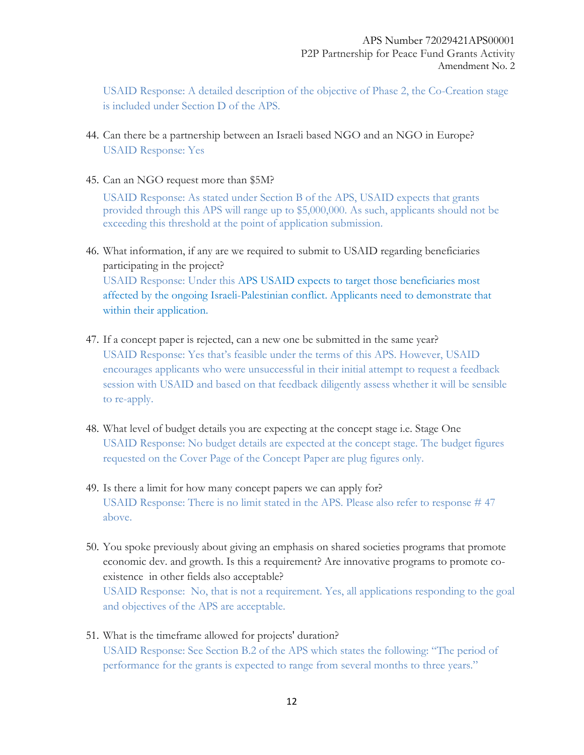USAID Response: A detailed description of the objective of Phase 2, the Co-Creation stage is included under Section D of the APS.

44. Can there be a partnership between an Israeli based NGO and an NGO in Europe?
    USAID Response: Yes

45. Can an NGO request more than $5M?

    USAID Response: As stated under Section B of the APS, USAID expects that grants provided through this APS will range up to $5,000,000. As such, applicants should not be exceeding this threshold at the point of application submission.

46. What information, if any are we required to submit to USAID regarding beneficiaries participating in the project?
    USAID Response: Under this APS USAID expects to target those beneficiaries most affected by the ongoing Israeli-Palestinian conflict. Applicants need to demonstrate that within their application.

47. If a concept paper is rejected, can a new one be submitted in the same year?
    USAID Response: Yes that's feasible under the terms of this APS. However, USAID encourages applicants who were unsuccessful in their initial attempt to request a feedback session with USAID and based on that feedback diligently assess whether it will be sensible to re-apply.

48. What level of budget details you are expecting at the concept stage i.e. Stage One
    USAID Response: No budget details are expected at the concept stage. The budget figures requested on the Cover Page of the Concept Paper are plug figures only.

49. Is there a limit for how many concept papers we can apply for?
    USAID Response: There is no limit stated in the APS. Please also refer to response # 47 above.

50. You spoke previously about giving an emphasis on shared societies programs that promote economic dev. and growth. Is this a requirement? Are innovative programs to promote co-existence in other fields also acceptable?
    USAID Response: No, that is not a requirement. Yes, all applications responding to the goal and objectives of the APS are acceptable.

51. What is the timeframe allowed for projects' duration?
    USAID Response: See Section B.2 of the APS which states the following: "The period of performance for the grants is expected to range from several months to three years."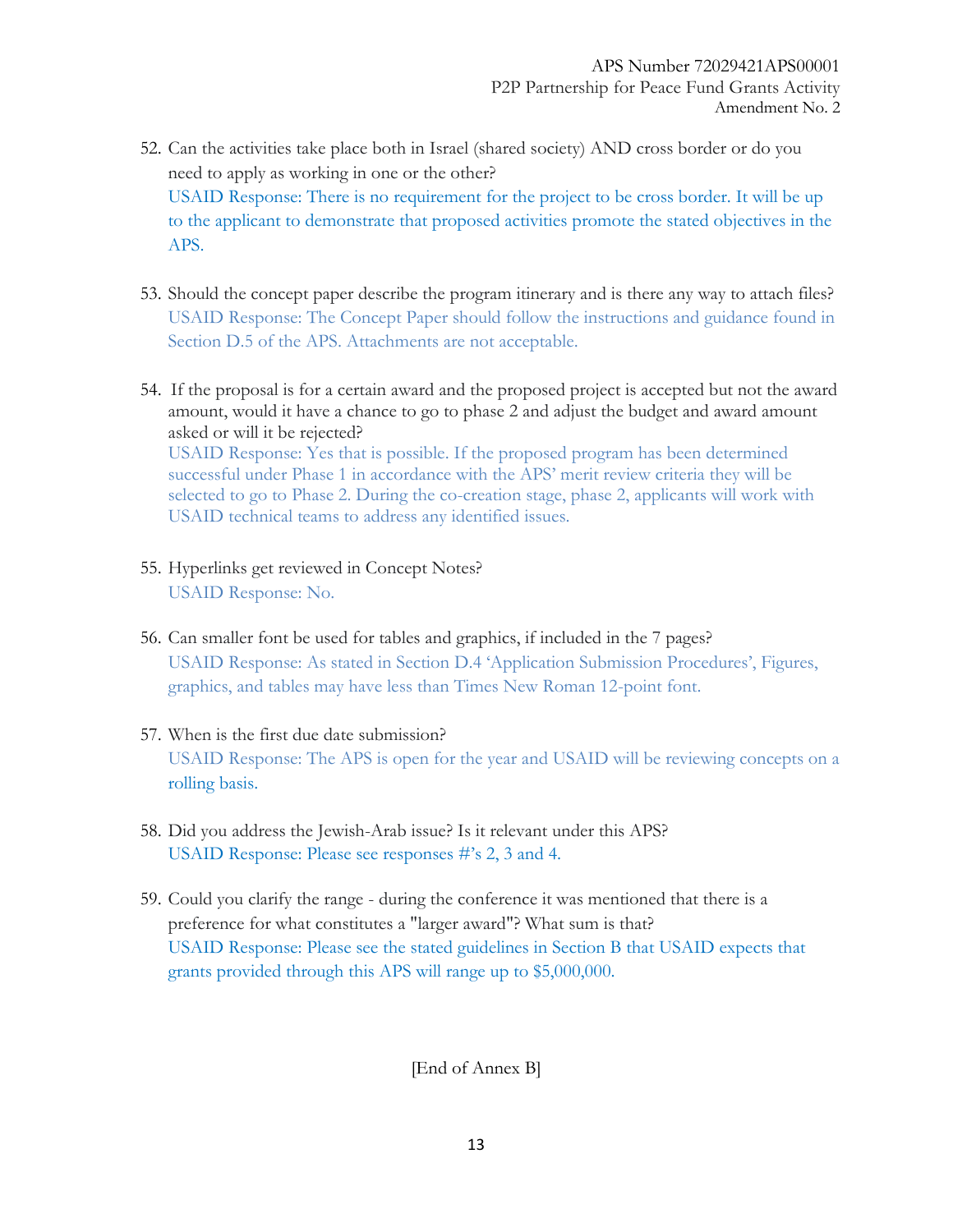52. Can the activities take place both in Israel (shared society) AND cross border or do you need to apply as working in one or the other?
    USAID Response: There is no requirement for the project to be cross border. It will be up to the applicant to demonstrate that proposed activities promote the stated objectives in the APS.

53. Should the concept paper describe the program itinerary and is there any way to attach files?
    USAID Response: The Concept Paper should follow the instructions and guidance found in Section D.5 of the APS. Attachments are not acceptable.

54. If the proposal is for a certain award and the proposed project is accepted but not the award amount, would it have a chance to go to phase 2 and adjust the budget and award amount asked or will it be rejected?
    USAID Response: Yes that is possible. If the proposed program has been determined successful under Phase 1 in accordance with the APS' merit review criteria they will be selected to go to Phase 2. During the co-creation stage, phase 2, applicants will work with USAID technical teams to address any identified issues.

55. Hyperlinks get reviewed in Concept Notes?
    USAID Response: No.

56. Can smaller font be used for tables and graphics, if included in the 7 pages?
    USAID Response: As stated in Section D.4 'Application Submission Procedures', Figures, graphics, and tables may have less than Times New Roman 12-point font.

57. When is the first due date submission?
    USAID Response: The APS is open for the year and USAID will be reviewing concepts on a rolling basis.

58. Did you address the Jewish-Arab issue? Is it relevant under this APS?
    USAID Response: Please see responses #'s 2, 3 and 4.

59. Could you clarify the range - during the conference it was mentioned that there is a preference for what constitutes a "larger award"? What sum is that?
    USAID Response: Please see the stated guidelines in Section B that USAID expects that grants provided through this APS will range up to $5,000,000.

[End of Annex B]